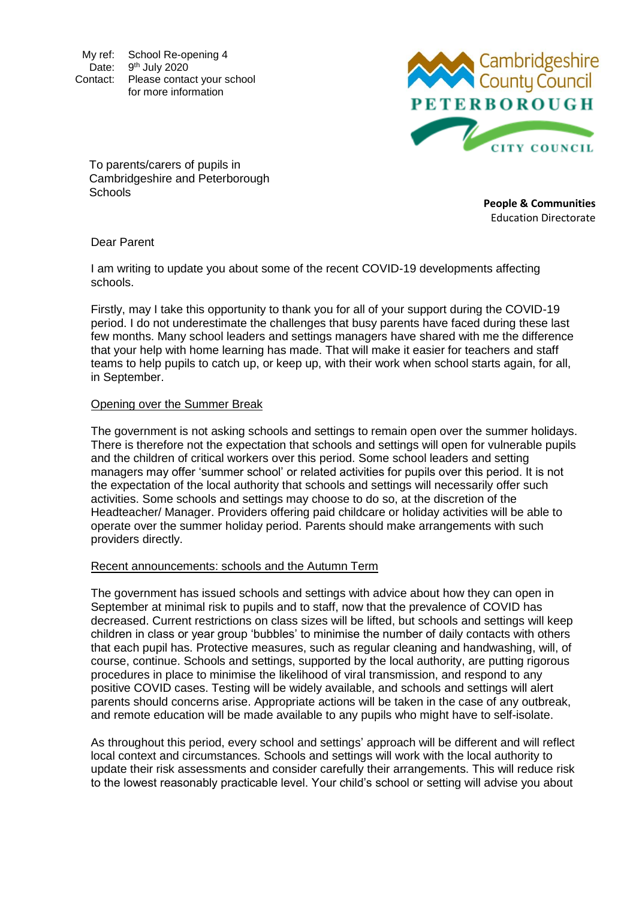My ref: School Re-opening 4
Date: 9th July 2020
Contact: Please contact your school for more information

Cambridgeshire County Council
PETERBOROUGH CITY COUNCIL

To parents/carers of pupils in Cambridgeshire and Peterborough Schools

**People & Communities**
Education Directorate

Dear Parent

I am writing to update you about some of the recent COVID-19 developments affecting schools.

Firstly, may I take this opportunity to thank you for all of your support during the COVID-19 period. I do not underestimate the challenges that busy parents have faced during these last few months. Many school leaders and settings managers have shared with me the difference that your help with home learning has made. That will make it easier for teachers and staff teams to help pupils to catch up, or keep up, with their work when school starts again, for all, in September.

<u>Opening over the Summer Break</u>

The government is not asking schools and settings to remain open over the summer holidays. There is therefore not the expectation that schools and settings will open for vulnerable pupils and the children of critical workers over this period. Some school leaders and setting managers may offer 'summer school' or related activities for pupils over this period. It is not the expectation of the local authority that schools and settings will necessarily offer such activities. Some schools and settings may choose to do so, at the discretion of the Headteacher/ Manager. Providers offering paid childcare or holiday activities will be able to operate over the summer holiday period. Parents should make arrangements with such providers directly.

<u>Recent announcements: schools and the Autumn Term</u>

The government has issued schools and settings with advice about how they can open in September at minimal risk to pupils and to staff, now that the prevalence of COVID has decreased. Current restrictions on class sizes will be lifted, but schools and settings will keep children in class or year group 'bubbles' to minimise the number of daily contacts with others that each pupil has. Protective measures, such as regular cleaning and handwashing, will, of course, continue. Schools and settings, supported by the local authority, are putting rigorous procedures in place to minimise the likelihood of viral transmission, and respond to any positive COVID cases. Testing will be widely available, and schools and settings will alert parents should concerns arise. Appropriate actions will be taken in the case of any outbreak, and remote education will be made available to any pupils who might have to self-isolate.

As throughout this period, every school and settings' approach will be different and will reflect local context and circumstances. Schools and settings will work with the local authority to update their risk assessments and consider carefully their arrangements. This will reduce risk to the lowest reasonably practicable level. Your child's school or setting will advise you about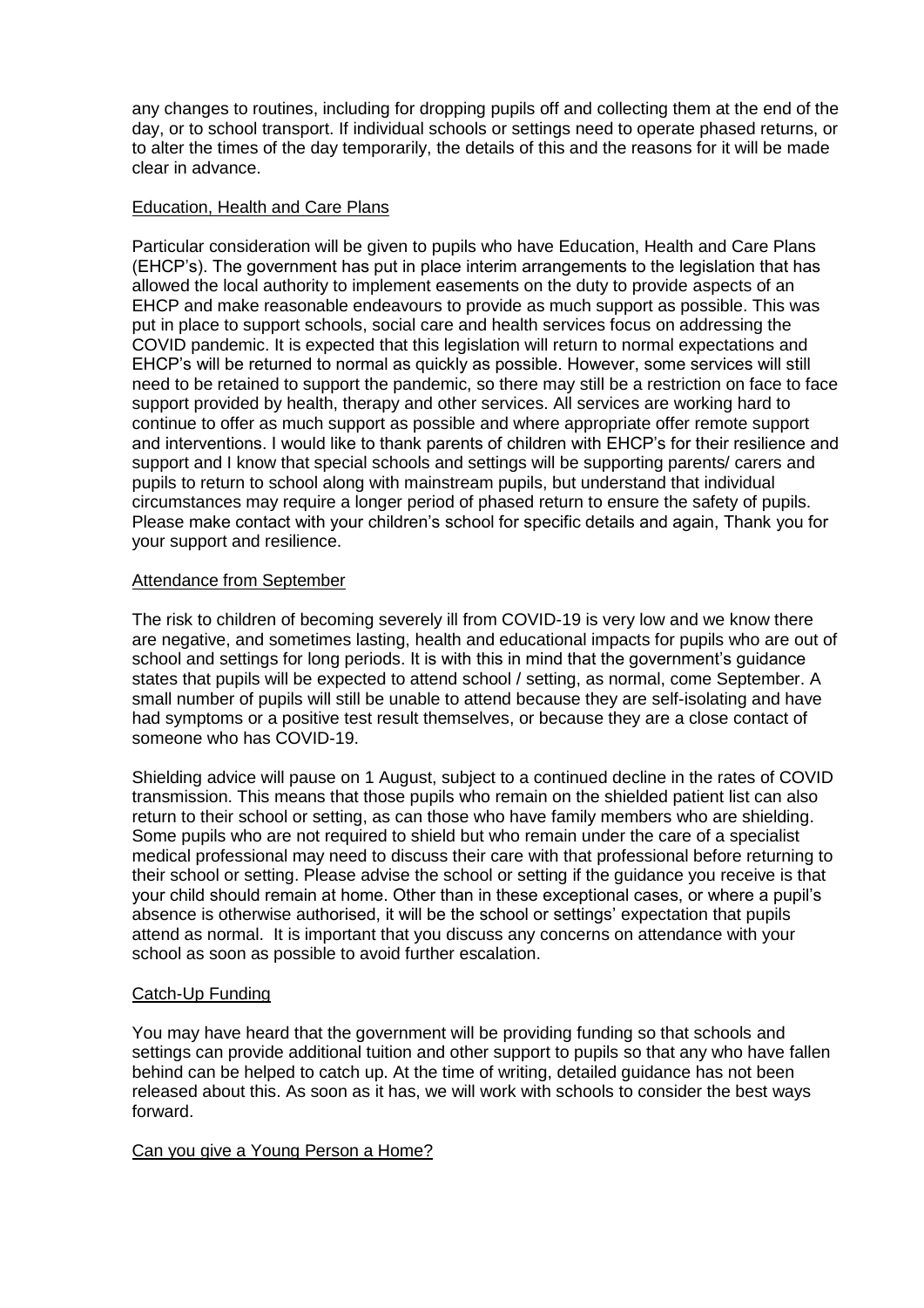any changes to routines, including for dropping pupils off and collecting them at the end of the day, or to school transport. If individual schools or settings need to operate phased returns, or to alter the times of the day temporarily, the details of this and the reasons for it will be made clear in advance.

## Education, Health and Care Plans

Particular consideration will be given to pupils who have Education, Health and Care Plans (EHCP's). The government has put in place interim arrangements to the legislation that has allowed the local authority to implement easements on the duty to provide aspects of an EHCP and make reasonable endeavours to provide as much support as possible. This was put in place to support schools, social care and health services focus on addressing the COVID pandemic. It is expected that this legislation will return to normal expectations and EHCP's will be returned to normal as quickly as possible. However, some services will still need to be retained to support the pandemic, so there may still be a restriction on face to face support provided by health, therapy and other services. All services are working hard to continue to offer as much support as possible and where appropriate offer remote support and interventions. I would like to thank parents of children with EHCP's for their resilience and support and I know that special schools and settings will be supporting parents/ carers and pupils to return to school along with mainstream pupils, but understand that individual circumstances may require a longer period of phased return to ensure the safety of pupils. Please make contact with your children's school for specific details and again, Thank you for your support and resilience.

## Attendance from September

The risk to children of becoming severely ill from COVID-19 is very low and we know there are negative, and sometimes lasting, health and educational impacts for pupils who are out of school and settings for long periods. It is with this in mind that the government's guidance states that pupils will be expected to attend school / setting, as normal, come September. A small number of pupils will still be unable to attend because they are self-isolating and have had symptoms or a positive test result themselves, or because they are a close contact of someone who has COVID-19.

Shielding advice will pause on 1 August, subject to a continued decline in the rates of COVID transmission. This means that those pupils who remain on the shielded patient list can also return to their school or setting, as can those who have family members who are shielding. Some pupils who are not required to shield but who remain under the care of a specialist medical professional may need to discuss their care with that professional before returning to their school or setting. Please advise the school or setting if the guidance you receive is that your child should remain at home. Other than in these exceptional cases, or where a pupil's absence is otherwise authorised, it will be the school or settings' expectation that pupils attend as normal. It is important that you discuss any concerns on attendance with your school as soon as possible to avoid further escalation.

## Catch-Up Funding

You may have heard that the government will be providing funding so that schools and settings can provide additional tuition and other support to pupils so that any who have fallen behind can be helped to catch up. At the time of writing, detailed guidance has not been released about this. As soon as it has, we will work with schools to consider the best ways forward.

## Can you give a Young Person a Home?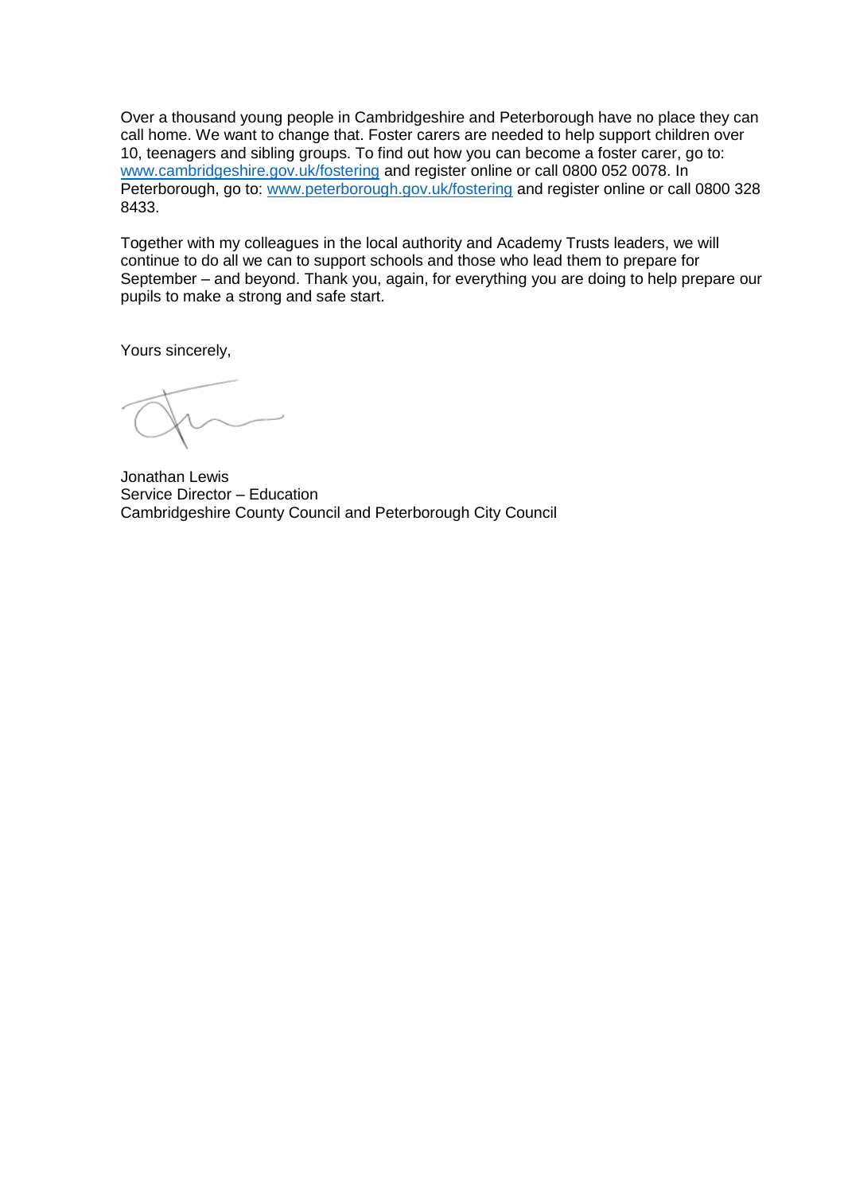Over a thousand young people in Cambridgeshire and Peterborough have no place they can call home. We want to change that. Foster carers are needed to help support children over 10, teenagers and sibling groups. To find out how you can become a foster carer, go to: [www.cambridgeshire.gov.uk/fostering](http://www.cambridgeshire.gov.uk/fostering) and register online or call 0800 052 0078. In Peterborough, go to: [www.peterborough.gov.uk/fostering](http://www.peterborough.gov.uk/fostering) and register online or call 0800 328 8433.

Together with my colleagues in the local authority and Academy Trusts leaders, we will continue to do all we can to support schools and those who lead them to prepare for September – and beyond. Thank you, again, for everything you are doing to help prepare our pupils to make a strong and safe start.

Yours sincerely,

Jonathan Lewis
Service Director – Education
Cambridgeshire County Council and Peterborough City Council